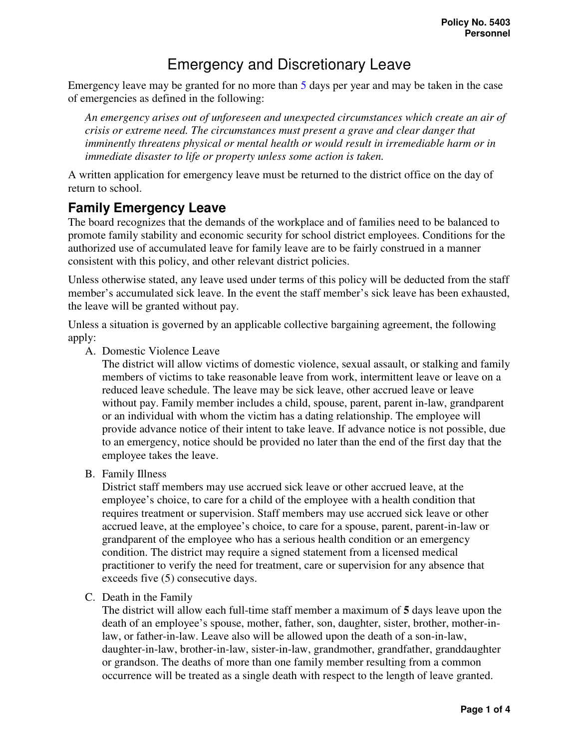Policy No. 5403
Personnel

# Emergency and Discretionary Leave

Emergency leave may be granted for no more than 5 days per year and may be taken in the case of emergencies as defined in the following:

> *An emergency arises out of unforeseen and unexpected circumstances which create an air of crisis or extreme need. The circumstances must present a grave and clear danger that imminently threatens physical or mental health or would result in irremediable harm or in immediate disaster to life or property unless some action is taken.*

A written application for emergency leave must be returned to the district office on the day of return to school.

## Family Emergency Leave

The board recognizes that the demands of the workplace and of families need to be balanced to promote family stability and economic security for school district employees. Conditions for the authorized use of accumulated leave for family leave are to be fairly construed in a manner consistent with this policy, and other relevant district policies.

Unless otherwise stated, any leave used under terms of this policy will be deducted from the staff member's accumulated sick leave. In the event the staff member's sick leave has been exhausted, the leave will be granted without pay.

Unless a situation is governed by an applicable collective bargaining agreement, the following apply:

A. Domestic Violence Leave
   The district will allow victims of domestic violence, sexual assault, or stalking and family members of victims to take reasonable leave from work, intermittent leave or leave on a reduced leave schedule. The leave may be sick leave, other accrued leave or leave without pay. Family member includes a child, spouse, parent, parent in-law, grandparent or an individual with whom the victim has a dating relationship. The employee will provide advance notice of their intent to take leave. If advance notice is not possible, due to an emergency, notice should be provided no later than the end of the first day that the employee takes the leave.

B. Family Illness
   District staff members may use accrued sick leave or other accrued leave, at the employee's choice, to care for a child of the employee with a health condition that requires treatment or supervision. Staff members may use accrued sick leave or other accrued leave, at the employee's choice, to care for a spouse, parent, parent-in-law or grandparent of the employee who has a serious health condition or an emergency condition. The district may require a signed statement from a licensed medical practitioner to verify the need for treatment, care or supervision for any absence that exceeds five (5) consecutive days.

C. Death in the Family
   The district will allow each full-time staff member a maximum of **5** days leave upon the death of an employee's spouse, mother, father, son, daughter, sister, brother, mother-in-law, or father-in-law. Leave also will be allowed upon the death of a son-in-law, daughter-in-law, brother-in-law, sister-in-law, grandmother, grandfather, granddaughter or grandson. The deaths of more than one family member resulting from a common occurrence will be treated as a single death with respect to the length of leave granted.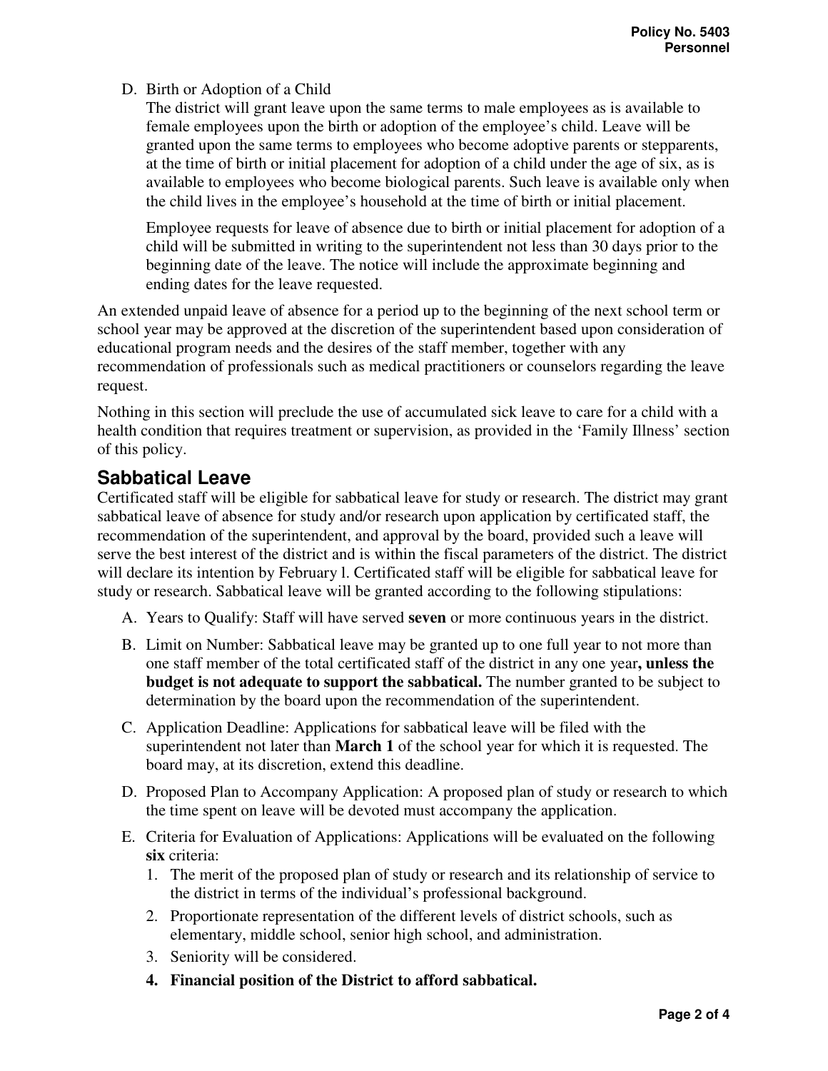D. Birth or Adoption of a Child

   The district will grant leave upon the same terms to male employees as is available to female employees upon the birth or adoption of the employee's child. Leave will be granted upon the same terms to employees who become adoptive parents or stepparents, at the time of birth or initial placement for adoption of a child under the age of six, as is available to employees who become biological parents. Such leave is available only when the child lives in the employee's household at the time of birth or initial placement.

   Employee requests for leave of absence due to birth or initial placement for adoption of a child will be submitted in writing to the superintendent not less than 30 days prior to the beginning date of the leave. The notice will include the approximate beginning and ending dates for the leave requested.

An extended unpaid leave of absence for a period up to the beginning of the next school term or school year may be approved at the discretion of the superintendent based upon consideration of educational program needs and the desires of the staff member, together with any recommendation of professionals such as medical practitioners or counselors regarding the leave request.

Nothing in this section will preclude the use of accumulated sick leave to care for a child with a health condition that requires treatment or supervision, as provided in the 'Family Illness' section of this policy.

## Sabbatical Leave

Certificated staff will be eligible for sabbatical leave for study or research. The district may grant sabbatical leave of absence for study and/or research upon application by certificated staff, the recommendation of the superintendent, and approval by the board, provided such a leave will serve the best interest of the district and is within the fiscal parameters of the district. The district will declare its intention by February l. Certificated staff will be eligible for sabbatical leave for study or research. Sabbatical leave will be granted according to the following stipulations:

A. Years to Qualify: Staff will have served **seven** or more continuous years in the district.

B. Limit on Number: Sabbatical leave may be granted up to one full year to not more than one staff member of the total certificated staff of the district in any one year**, unless the budget is not adequate to support the sabbatical.** The number granted to be subject to determination by the board upon the recommendation of the superintendent.

C. Application Deadline: Applications for sabbatical leave will be filed with the superintendent not later than **March 1** of the school year for which it is requested. The board may, at its discretion, extend this deadline.

D. Proposed Plan to Accompany Application: A proposed plan of study or research to which the time spent on leave will be devoted must accompany the application.

E. Criteria for Evaluation of Applications: Applications will be evaluated on the following **six** criteria:

   1. The merit of the proposed plan of study or research and its relationship of service to the district in terms of the individual's professional background.
   2. Proportionate representation of the different levels of district schools, such as elementary, middle school, senior high school, and administration.
   3. Seniority will be considered.
   4. **Financial position of the District to afford sabbatical.**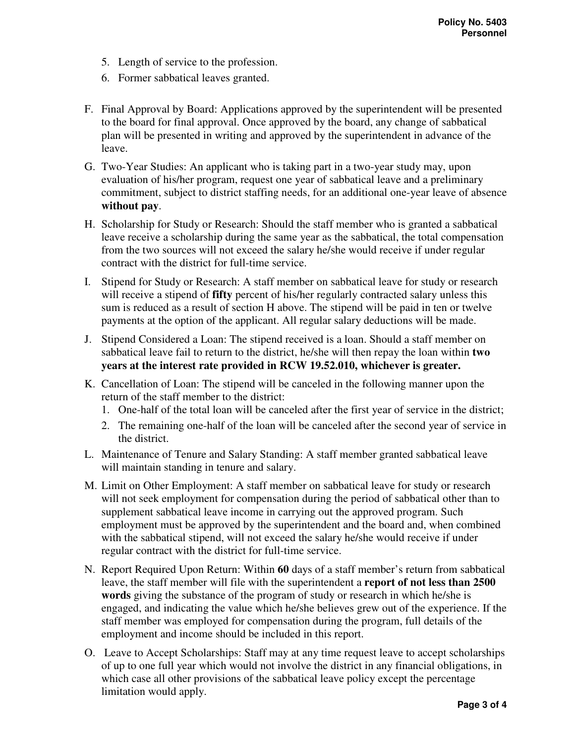5. Length of service to the profession.
6. Former sabbatical leaves granted.

F. Final Approval by Board: Applications approved by the superintendent will be presented to the board for final approval. Once approved by the board, any change of sabbatical plan will be presented in writing and approved by the superintendent in advance of the leave.

G. Two-Year Studies: An applicant who is taking part in a two-year study may, upon evaluation of his/her program, request one year of sabbatical leave and a preliminary commitment, subject to district staffing needs, for an additional one-year leave of absence **without pay**.

H. Scholarship for Study or Research: Should the staff member who is granted a sabbatical leave receive a scholarship during the same year as the sabbatical, the total compensation from the two sources will not exceed the salary he/she would receive if under regular contract with the district for full-time service.

I. Stipend for Study or Research: A staff member on sabbatical leave for study or research will receive a stipend of **fifty** percent of his/her regularly contracted salary unless this sum is reduced as a result of section H above. The stipend will be paid in ten or twelve payments at the option of the applicant. All regular salary deductions will be made.

J. Stipend Considered a Loan: The stipend received is a loan. Should a staff member on sabbatical leave fail to return to the district, he/she will then repay the loan within **two years at the interest rate provided in RCW 19.52.010, whichever is greater.**

K. Cancellation of Loan: The stipend will be canceled in the following manner upon the return of the staff member to the district:
   1. One-half of the total loan will be canceled after the first year of service in the district;
   2. The remaining one-half of the loan will be canceled after the second year of service in the district.

L. Maintenance of Tenure and Salary Standing: A staff member granted sabbatical leave will maintain standing in tenure and salary.

M. Limit on Other Employment: A staff member on sabbatical leave for study or research will not seek employment for compensation during the period of sabbatical other than to supplement sabbatical leave income in carrying out the approved program. Such employment must be approved by the superintendent and the board and, when combined with the sabbatical stipend, will not exceed the salary he/she would receive if under regular contract with the district for full-time service.

N. Report Required Upon Return: Within **60** days of a staff member's return from sabbatical leave, the staff member will file with the superintendent a **report of not less than 2500 words** giving the substance of the program of study or research in which he/she is engaged, and indicating the value which he/she believes grew out of the experience. If the staff member was employed for compensation during the program, full details of the employment and income should be included in this report.

O. Leave to Accept Scholarships: Staff may at any time request leave to accept scholarships of up to one full year which would not involve the district in any financial obligations, in which case all other provisions of the sabbatical leave policy except the percentage limitation would apply.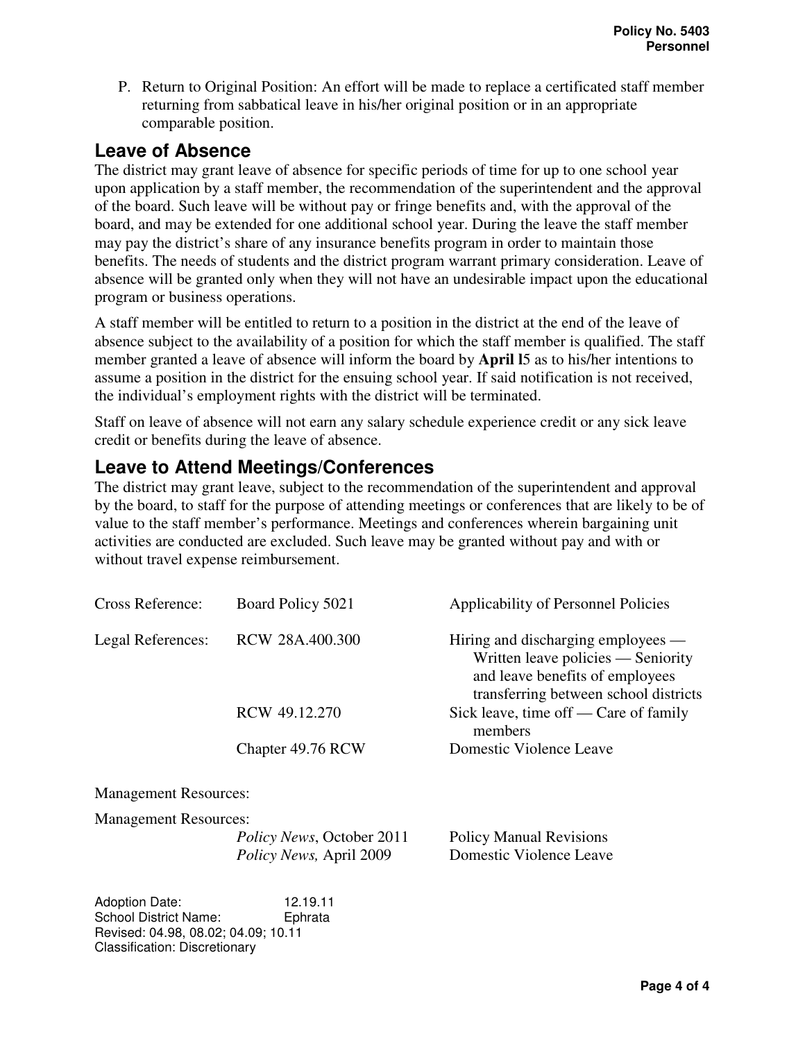P. Return to Original Position: An effort will be made to replace a certificated staff member returning from sabbatical leave in his/her original position or in an appropriate comparable position.

## Leave of Absence

The district may grant leave of absence for specific periods of time for up to one school year upon application by a staff member, the recommendation of the superintendent and the approval of the board. Such leave will be without pay or fringe benefits and, with the approval of the board, and may be extended for one additional school year. During the leave the staff member may pay the district's share of any insurance benefits program in order to maintain those benefits. The needs of students and the district program warrant primary consideration. Leave of absence will be granted only when they will not have an undesirable impact upon the educational program or business operations.

A staff member will be entitled to return to a position in the district at the end of the leave of absence subject to the availability of a position for which the staff member is qualified. The staff member granted a leave of absence will inform the board by **April l**5 as to his/her intentions to assume a position in the district for the ensuing school year. If said notification is not received, the individual's employment rights with the district will be terminated.

Staff on leave of absence will not earn any salary schedule experience credit or any sick leave credit or benefits during the leave of absence.

## Leave to Attend Meetings/Conferences

The district may grant leave, subject to the recommendation of the superintendent and approval by the board, to staff for the purpose of attending meetings or conferences that are likely to be of value to the staff member's performance. Meetings and conferences wherein bargaining unit activities are conducted are excluded. Such leave may be granted without pay and with or without travel expense reimbursement.

| | | |
|---|---|---|
| Cross Reference: | Board Policy 5021 | Applicability of Personnel Policies |
| Legal References: | RCW 28A.400.300 | Hiring and discharging employees — Written leave policies — Seniority and leave benefits of employees transferring between school districts |
| | RCW 49.12.270 | Sick leave, time off — Care of family members |
| | Chapter 49.76 RCW | Domestic Violence Leave |

Management Resources:

Management Resources:

| | | |
|---|---|---|
| | *Policy News*, October 2011 | Policy Manual Revisions |
| | *Policy News,* April 2009 | Domestic Violence Leave |

Adoption Date: 12.19.11
School District Name: Ephrata
Revised: 04.98, 08.02; 04.09; 10.11
Classification: Discretionary